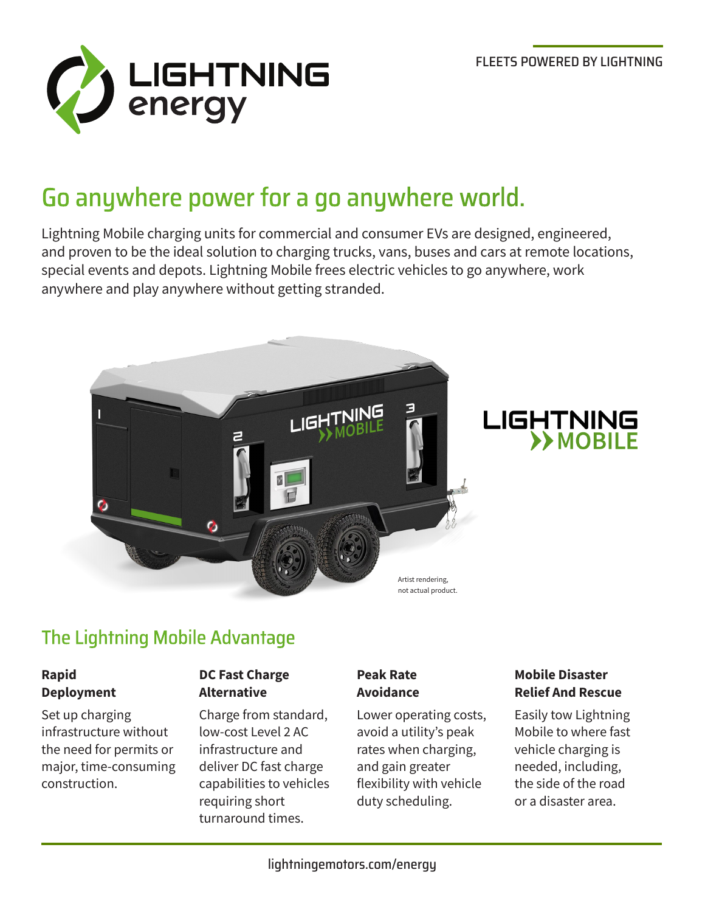# LIGHTNING energy

FLEETS POWERED BY LIGHTNING

## Go anywhere power for a go anywhere world.

Lightning Mobile charging units for commercial and consumer EVs are designed, engineered, and proven to be the ideal solution to charging trucks, vans, buses and cars at remote locations, special events and depots. Lightning Mobile frees electric vehicles to go anywhere, work anywhere and play anywhere without getting stranded.

LIGHTNING MOBILE

Artist rendering, not actual product.

## The Lightning Mobile Advantage

**Rapid Deployment**

Set up charging infrastructure without the need for permits or major, time-consuming construction.

**DC Fast Charge Alternative**

Charge from standard, low-cost Level 2 AC infrastructure and deliver DC fast charge capabilities to vehicles requiring short turnaround times.

**Peak Rate Avoidance**

Lower operating costs, avoid a utility's peak rates when charging, and gain greater flexibility with vehicle duty scheduling.

**Mobile Disaster Relief And Rescue**

Easily tow Lightning Mobile to where fast vehicle charging is needed, including, the side of the road or a disaster area.

lightningemotors.com/energy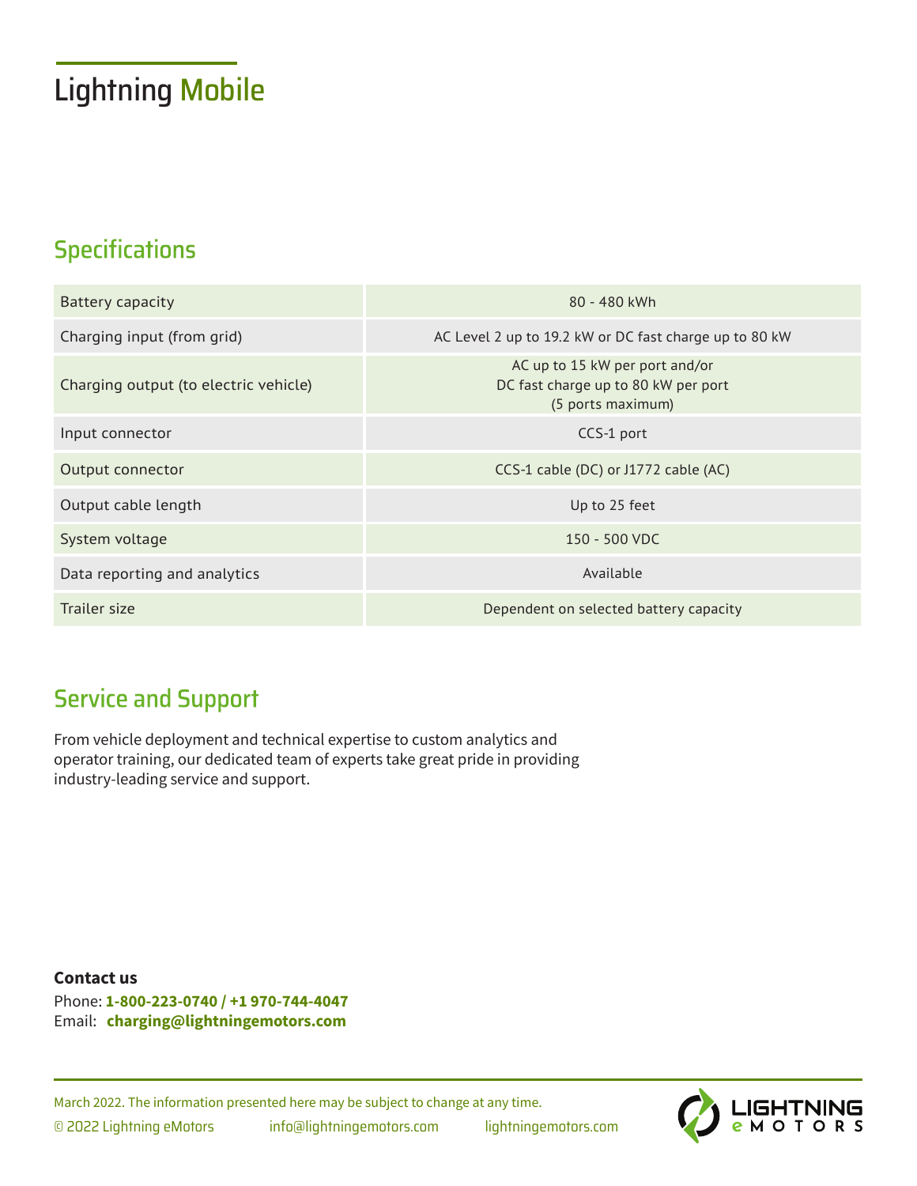# Lightning Mobile

## Specifications

| | |
|---|---|
| Battery capacity | 80 - 480 kWh |
| Charging input (from grid) | AC Level 2 up to 19.2 kW or DC fast charge up to 80 kW |
| Charging output (to electric vehicle) | AC up to 15 kW per port and/or DC fast charge up to 80 kW per port (5 ports maximum) |
| Input connector | CCS-1 port |
| Output connector | CCS-1 cable (DC) or J1772 cable (AC) |
| Output cable length | Up to 25 feet |
| System voltage | 150 - 500 VDC |
| Data reporting and analytics | Available |
| Trailer size | Dependent on selected battery capacity |

## Service and Support

From vehicle deployment and technical expertise to custom analytics and operator training, our dedicated team of experts take great pride in providing industry-leading service and support.

**Contact us**
Phone: **1-800-223-0740 / +1 970-744-4047**
Email: **charging@lightningemotors.com**

March 2022. The information presented here may be subject to change at any time.

© 2022 Lightning eMotors    info@lightningemotors.com    lightningemotors.com